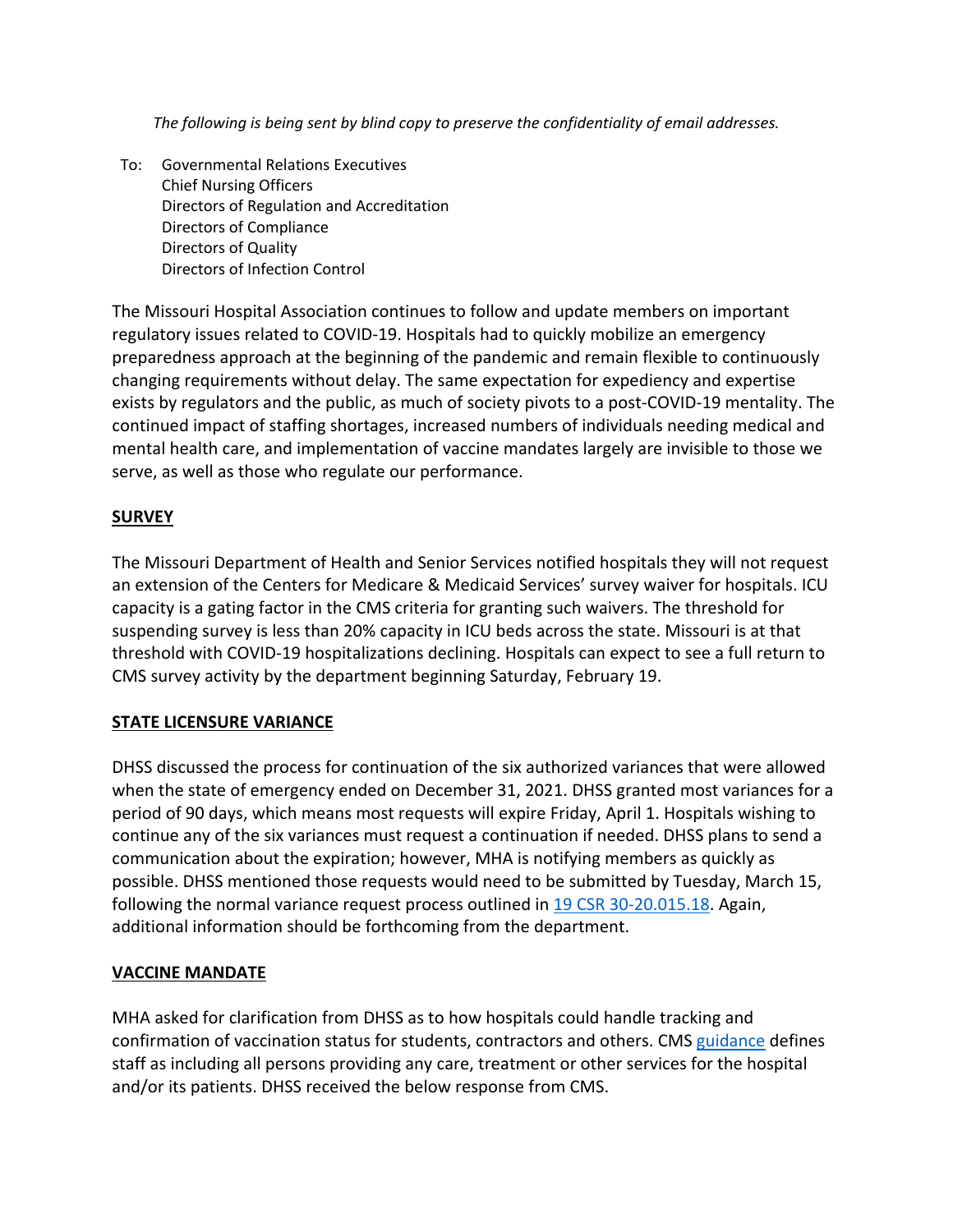*The following is being sent by blind copy to preserve the confidentiality of email addresses.*

To: Governmental Relations Executives
Chief Nursing Officers
Directors of Regulation and Accreditation
Directors of Compliance
Directors of Quality
Directors of Infection Control

The Missouri Hospital Association continues to follow and update members on important regulatory issues related to COVID-19. Hospitals had to quickly mobilize an emergency preparedness approach at the beginning of the pandemic and remain flexible to continuously changing requirements without delay. The same expectation for expediency and expertise exists by regulators and the public, as much of society pivots to a post-COVID-19 mentality. The continued impact of staffing shortages, increased numbers of individuals needing medical and mental health care, and implementation of vaccine mandates largely are invisible to those we serve, as well as those who regulate our performance.

**SURVEY**

The Missouri Department of Health and Senior Services notified hospitals they will not request an extension of the Centers for Medicare & Medicaid Services' survey waiver for hospitals. ICU capacity is a gating factor in the CMS criteria for granting such waivers. The threshold for suspending survey is less than 20% capacity in ICU beds across the state. Missouri is at that threshold with COVID-19 hospitalizations declining. Hospitals can expect to see a full return to CMS survey activity by the department beginning Saturday, February 19.

**STATE LICENSURE VARIANCE**

DHSS discussed the process for continuation of the six authorized variances that were allowed when the state of emergency ended on December 31, 2021. DHSS granted most variances for a period of 90 days, which means most requests will expire Friday, April 1. Hospitals wishing to continue any of the six variances must request a continuation if needed. DHSS plans to send a communication about the expiration; however, MHA is notifying members as quickly as possible. DHSS mentioned those requests would need to be submitted by Tuesday, March 15, following the normal variance request process outlined in 19 CSR 30-20.015.18. Again, additional information should be forthcoming from the department.

**VACCINE MANDATE**

MHA asked for clarification from DHSS as to how hospitals could handle tracking and confirmation of vaccination status for students, contractors and others. CMS guidance defines staff as including all persons providing any care, treatment or other services for the hospital and/or its patients. DHSS received the below response from CMS.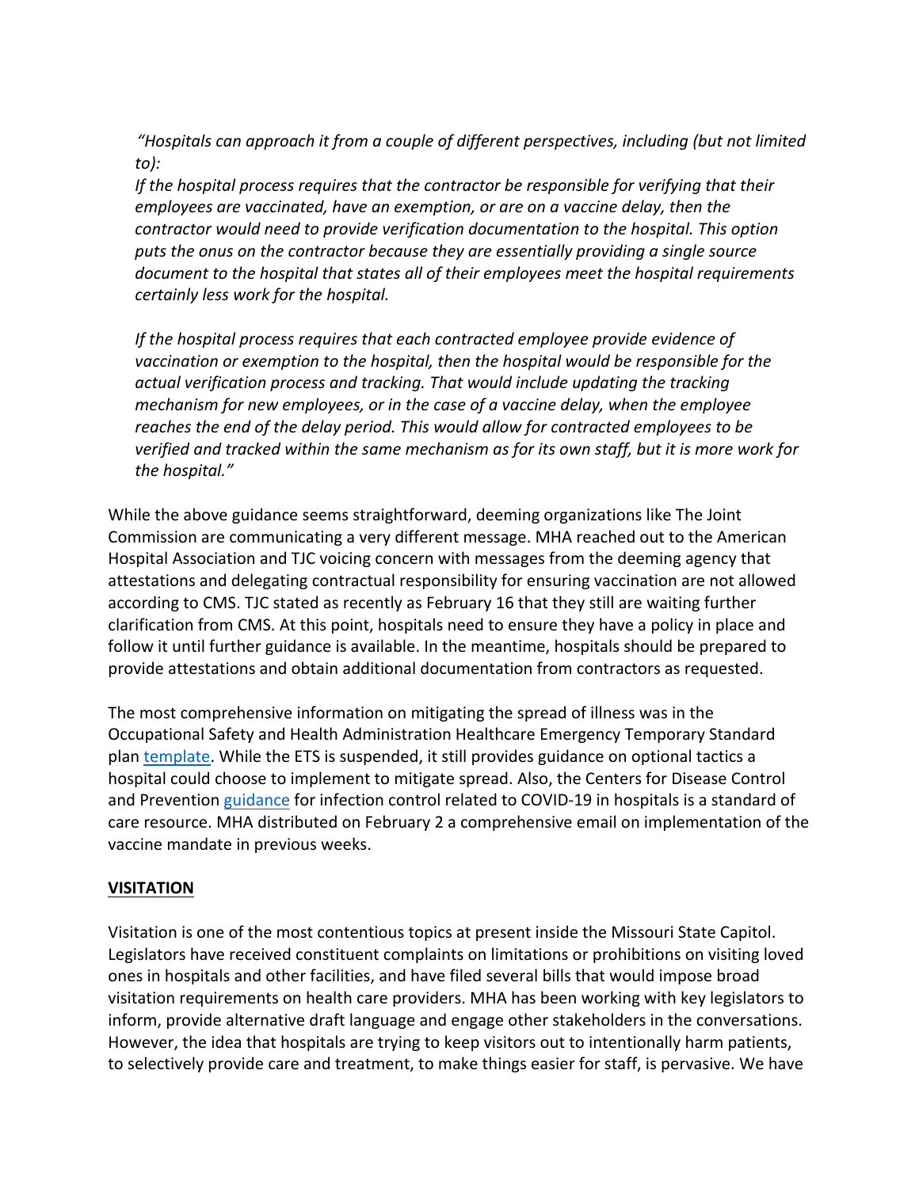*"Hospitals can approach it from a couple of different perspectives, including (but not limited to):*

*If the hospital process requires that the contractor be responsible for verifying that their employees are vaccinated, have an exemption, or are on a vaccine delay, then the contractor would need to provide verification documentation to the hospital. This option puts the onus on the contractor because they are essentially providing a single source document to the hospital that states all of their employees meet the hospital requirements certainly less work for the hospital.*

*If the hospital process requires that each contracted employee provide evidence of vaccination or exemption to the hospital, then the hospital would be responsible for the actual verification process and tracking. That would include updating the tracking mechanism for new employees, or in the case of a vaccine delay, when the employee reaches the end of the delay period. This would allow for contracted employees to be verified and tracked within the same mechanism as for its own staff, but it is more work for the hospital."*

While the above guidance seems straightforward, deeming organizations like The Joint Commission are communicating a very different message. MHA reached out to the American Hospital Association and TJC voicing concern with messages from the deeming agency that attestations and delegating contractual responsibility for ensuring vaccination are not allowed according to CMS. TJC stated as recently as February 16 that they still are waiting further clarification from CMS. At this point, hospitals need to ensure they have a policy in place and follow it until further guidance is available. In the meantime, hospitals should be prepared to provide attestations and obtain additional documentation from contractors as requested.

The most comprehensive information on mitigating the spread of illness was in the Occupational Safety and Health Administration Healthcare Emergency Temporary Standard plan template. While the ETS is suspended, it still provides guidance on optional tactics a hospital could choose to implement to mitigate spread. Also, the Centers for Disease Control and Prevention guidance for infection control related to COVID-19 in hospitals is a standard of care resource. MHA distributed on February 2 a comprehensive email on implementation of the vaccine mandate in previous weeks.

**VISITATION**

Visitation is one of the most contentious topics at present inside the Missouri State Capitol. Legislators have received constituent complaints on limitations or prohibitions on visiting loved ones in hospitals and other facilities, and have filed several bills that would impose broad visitation requirements on health care providers. MHA has been working with key legislators to inform, provide alternative draft language and engage other stakeholders in the conversations. However, the idea that hospitals are trying to keep visitors out to intentionally harm patients, to selectively provide care and treatment, to make things easier for staff, is pervasive. We have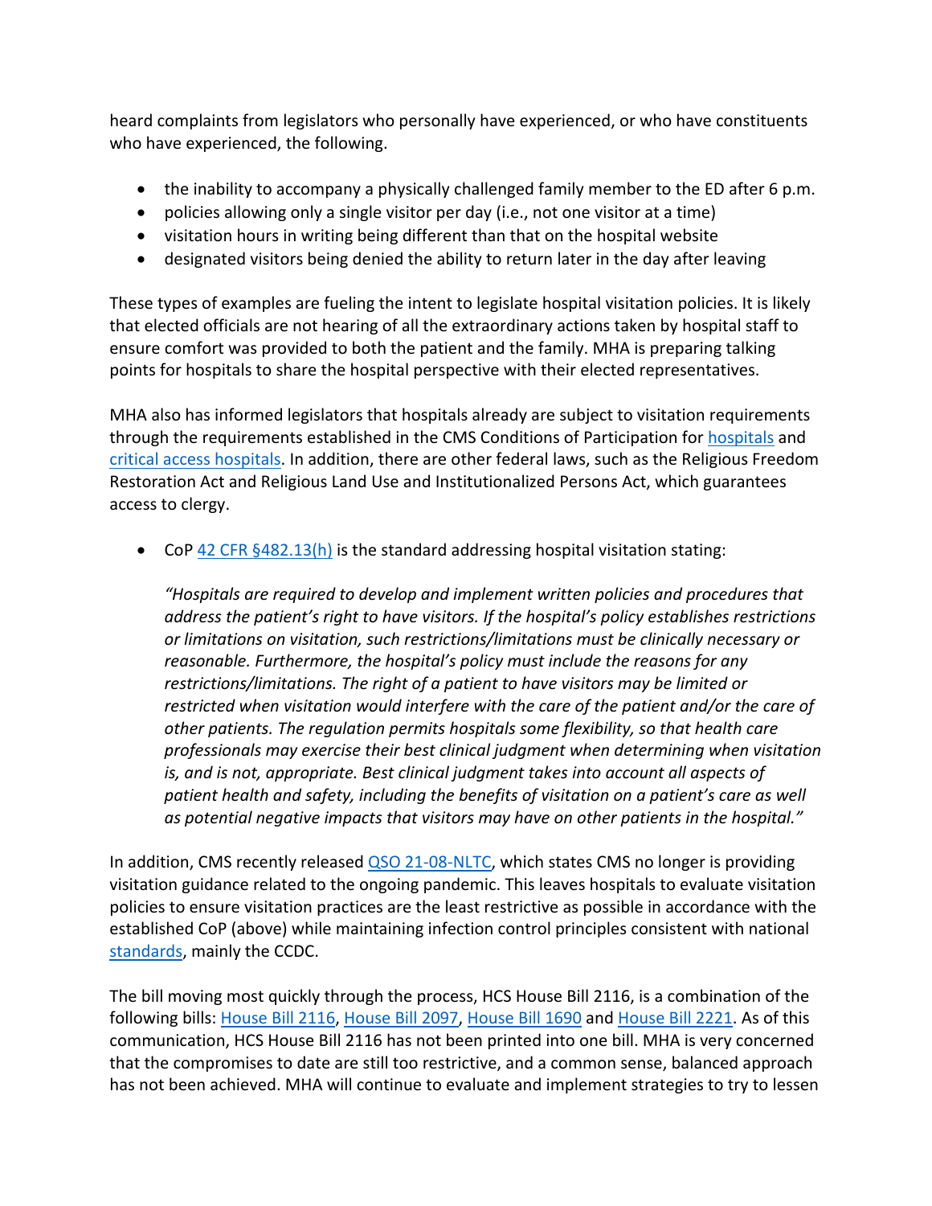heard complaints from legislators who personally have experienced, or who have constituents who have experienced, the following.

- the inability to accompany a physically challenged family member to the ED after 6 p.m.
- policies allowing only a single visitor per day (i.e., not one visitor at a time)
- visitation hours in writing being different than that on the hospital website
- designated visitors being denied the ability to return later in the day after leaving

These types of examples are fueling the intent to legislate hospital visitation policies. It is likely that elected officials are not hearing of all the extraordinary actions taken by hospital staff to ensure comfort was provided to both the patient and the family. MHA is preparing talking points for hospitals to share the hospital perspective with their elected representatives.

MHA also has informed legislators that hospitals already are subject to visitation requirements through the requirements established in the CMS Conditions of Participation for hospitals and critical access hospitals. In addition, there are other federal laws, such as the Religious Freedom Restoration Act and Religious Land Use and Institutionalized Persons Act, which guarantees access to clergy.

- CoP 42 CFR §482.13(h) is the standard addressing hospital visitation stating:

  *"Hospitals are required to develop and implement written policies and procedures that address the patient's right to have visitors. If the hospital's policy establishes restrictions or limitations on visitation, such restrictions/limitations must be clinically necessary or reasonable. Furthermore, the hospital's policy must include the reasons for any restrictions/limitations. The right of a patient to have visitors may be limited or restricted when visitation would interfere with the care of the patient and/or the care of other patients. The regulation permits hospitals some flexibility, so that health care professionals may exercise their best clinical judgment when determining when visitation is, and is not, appropriate. Best clinical judgment takes into account all aspects of patient health and safety, including the benefits of visitation on a patient's care as well as potential negative impacts that visitors may have on other patients in the hospital."*

In addition, CMS recently released QSO 21-08-NLTC, which states CMS no longer is providing visitation guidance related to the ongoing pandemic. This leaves hospitals to evaluate visitation policies to ensure visitation practices are the least restrictive as possible in accordance with the established CoP (above) while maintaining infection control principles consistent with national standards, mainly the CCDC.

The bill moving most quickly through the process, HCS House Bill 2116, is a combination of the following bills: House Bill 2116, House Bill 2097, House Bill 1690 and House Bill 2221. As of this communication, HCS House Bill 2116 has not been printed into one bill. MHA is very concerned that the compromises to date are still too restrictive, and a common sense, balanced approach has not been achieved. MHA will continue to evaluate and implement strategies to try to lessen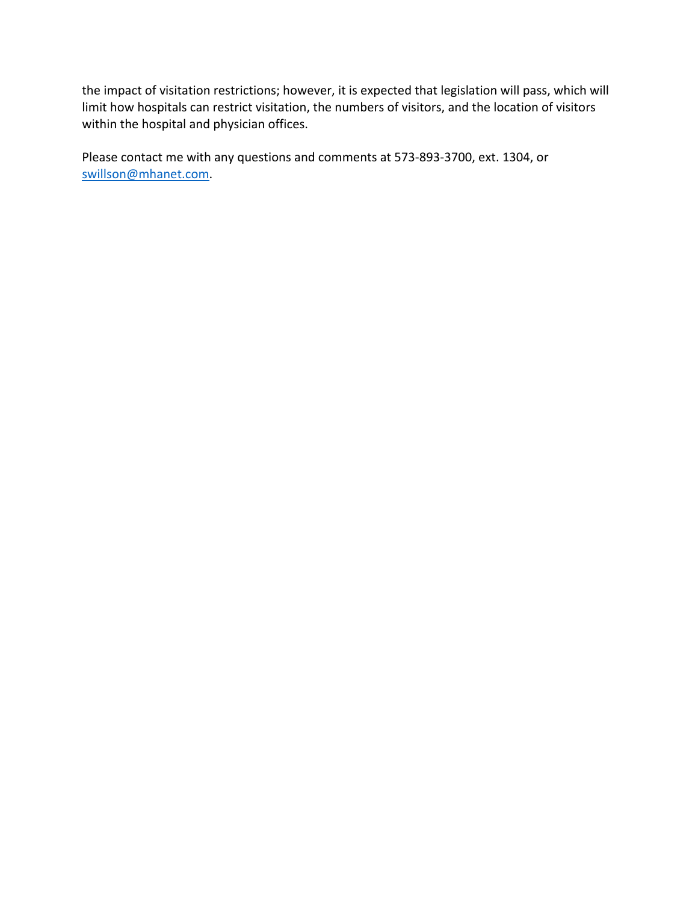the impact of visitation restrictions; however, it is expected that legislation will pass, which will limit how hospitals can restrict visitation, the numbers of visitors, and the location of visitors within the hospital and physician offices.

Please contact me with any questions and comments at 573-893-3700, ext. 1304, or [swillson@mhanet.com](mailto:swillson@mhanet.com).